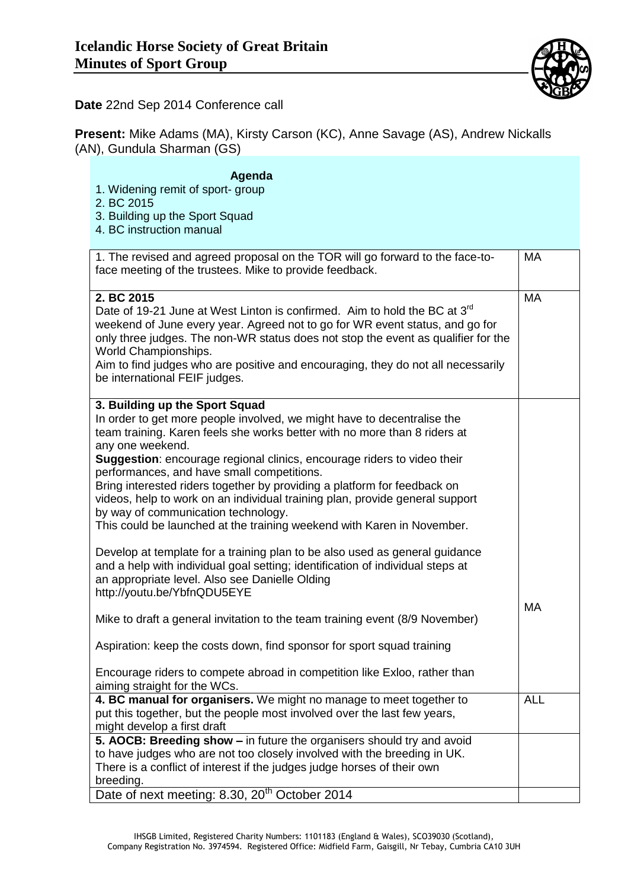# Icelandic Horse Society of Great Britain
## Minutes of Sport Group

**Date** 22nd Sep 2014 Conference call

**Present:** Mike Adams (MA), Kirsty Carson (KC), Anne Savage (AS), Andrew Nickalls (AN), Gundula Sharman (GS)

**Agenda**

1. Widening remit of sport- group
2. BC 2015
3. Building up the Sport Squad
4. BC instruction manual

| | |
|---|---|
| 1. The revised and agreed proposal on the TOR will go forward to the face-to-face meeting of the trustees. Mike to provide feedback. | MA |
| **2. BC 2015**<br>Date of 19-21 June at West Linton is confirmed. Aim to hold the BC at 3rd weekend of June every year. Agreed not to go for WR event status, and go for only three judges. The non-WR status does not stop the event as qualifier for the World Championships.<br>Aim to find judges who are positive and encouraging, they do not all necessarily be international FEIF judges. | MA |
| **3. Building up the Sport Squad**<br>In order to get more people involved, we might have to decentralise the team training. Karen feels she works better with no more than 8 riders at any one weekend.<br>**Suggestion**: encourage regional clinics, encourage riders to video their performances, and have small competitions.<br>Bring interested riders together by providing a platform for feedback on videos, help to work on an individual training plan, provide general support by way of communication technology.<br>This could be launched at the training weekend with Karen in November.<br><br>Develop at template for a training plan to be also used as general guidance and a help with individual goal setting; identification of individual steps at an appropriate level. Also see Danielle Olding http://youtu.be/YbfnQDU5EYE<br><br>Mike to draft a general invitation to the team training event (8/9 November)<br><br>Aspiration: keep the costs down, find sponsor for sport squad training<br><br>Encourage riders to compete abroad in competition like Exloo, rather than aiming straight for the WCs. | MA |
| **4. BC manual for organisers.** We might no manage to meet together to put this together, but the people most involved over the last few years, might develop a first draft | ALL |
| **5. AOCB: Breeding show –** in future the organisers should try and avoid to have judges who are not too closely involved with the breeding in UK. There is a conflict of interest if the judges judge horses of their own breeding. | |
| Date of next meeting: 8.30, 20th October 2014 | |

IHSGB Limited, Registered Charity Numbers: 1101183 (England & Wales), SCO39030 (Scotland), Company Registration No. 3974594. Registered Office: Midfield Farm, Gaisgill, Nr Tebay, Cumbria CA10 3UH